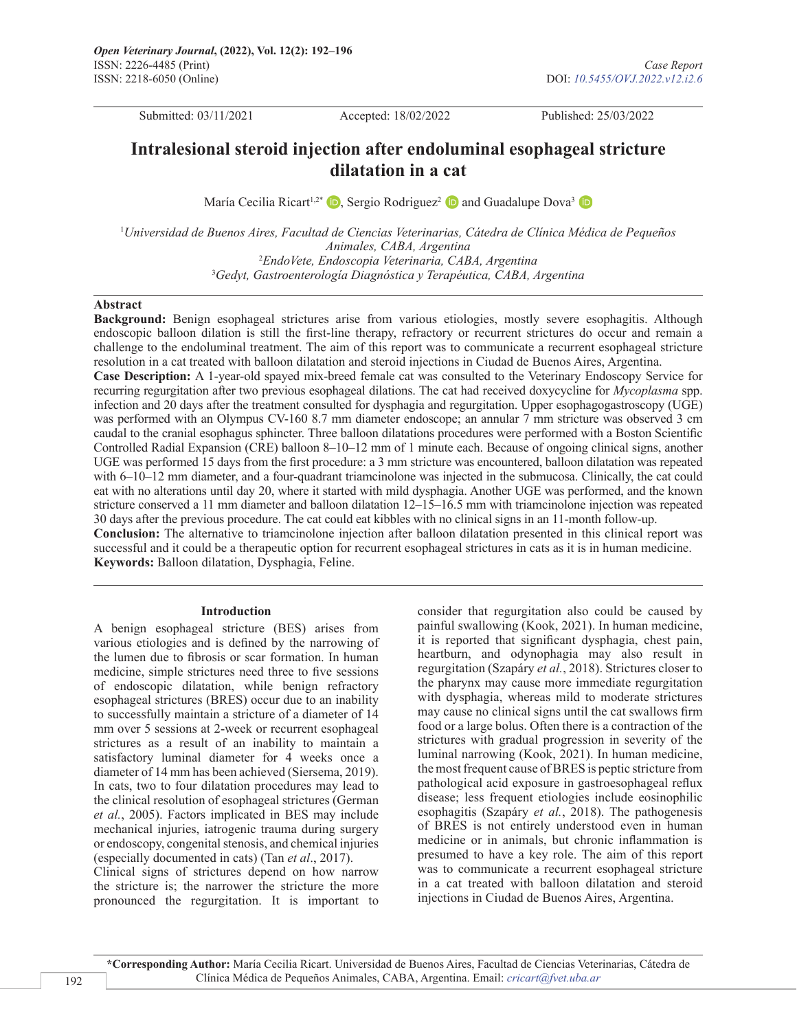Case Report

DOI: 10.5455/OVJ.2022.v12.i2.6

Submitted: 03/11/2021 Accepted: 18/02/2022 Published: 25/03/2022

# Intralesional steroid injection after endoluminal esophageal stricture dilatation in a cat

María Cecilia Ricart[1,2*], Sergio Rodriguez[2] and Guadalupe Dova[3]

[1]*Universidad de Buenos Aires, Facultad de Ciencias Veterinarias, Cátedra de Clínica Médica de Pequeños Animales, CABA, Argentina*
[2]*EndoVete, Endoscopia Veterinaria, CABA, Argentina*
[3]*Gedyt, Gastroenterología Diagnóstica y Terapéutica, CABA, Argentina*

## Abstract

**Background:** Benign esophageal strictures arise from various etiologies, mostly severe esophagitis. Although endoscopic balloon dilation is still the first-line therapy, refractory or recurrent strictures do occur and remain a challenge to the endoluminal treatment. The aim of this report was to communicate a recurrent esophageal stricture resolution in a cat treated with balloon dilatation and steroid injections in Ciudad de Buenos Aires, Argentina.

**Case Description:** A 1-year-old spayed mix-breed female cat was consulted to the Veterinary Endoscopy Service for recurring regurgitation after two previous esophageal dilations. The cat had received doxycycline for *Mycoplasma* spp. infection and 20 days after the treatment consulted for dysphagia and regurgitation. Upper esophagogastroscopy (UGE) was performed with an Olympus CV-160 8.7 mm diameter endoscope; an annular 7 mm stricture was observed 3 cm caudal to the cranial esophagus sphincter. Three balloon dilatations procedures were performed with a Boston Scientific Controlled Radial Expansion (CRE) balloon 8–10–12 mm of 1 minute each. Because of ongoing clinical signs, another UGE was performed 15 days from the first procedure: a 3 mm stricture was encountered, balloon dilatation was repeated with 6–10–12 mm diameter, and a four-quadrant triamcinolone was injected in the submucosa. Clinically, the cat could eat with no alterations until day 20, where it started with mild dysphagia. Another UGE was performed, and the known stricture conserved a 11 mm diameter and balloon dilatation 12–15–16.5 mm with triamcinolone injection was repeated 30 days after the previous procedure. The cat could eat kibbles with no clinical signs in an 11-month follow-up.

**Conclusion:** The alternative to triamcinolone injection after balloon dilatation presented in this clinical report was successful and it could be a therapeutic option for recurrent esophageal strictures in cats as it is in human medicine.

**Keywords:** Balloon dilatation, Dysphagia, Feline.

## Introduction

A benign esophageal stricture (BES) arises from various etiologies and is defined by the narrowing of the lumen due to fibrosis or scar formation. In human medicine, simple strictures need three to five sessions of endoscopic dilatation, while benign refractory esophageal strictures (BRES) occur due to an inability to successfully maintain a stricture of a diameter of 14 mm over 5 sessions at 2-week or recurrent esophageal strictures as a result of an inability to maintain a satisfactory luminal diameter for 4 weeks once a diameter of 14 mm has been achieved (Siersema, 2019). In cats, two to four dilatation procedures may lead to the clinical resolution of esophageal strictures (German *et al.*, 2005). Factors implicated in BES may include mechanical injuries, iatrogenic trauma during surgery or endoscopy, congenital stenosis, and chemical injuries (especially documented in cats) (Tan *et al*., 2017).

Clinical signs of strictures depend on how narrow the stricture is; the narrower the stricture the more pronounced the regurgitation. It is important to consider that regurgitation also could be caused by painful swallowing (Kook, 2021). In human medicine, it is reported that significant dysphagia, chest pain, heartburn, and odynophagia may also result in regurgitation (Szapáry *et al.*, 2018). Strictures closer to the pharynx may cause more immediate regurgitation with dysphagia, whereas mild to moderate strictures may cause no clinical signs until the cat swallows firm food or a large bolus. Often there is a contraction of the strictures with gradual progression in severity of the luminal narrowing (Kook, 2021). In human medicine, the most frequent cause of BRES is peptic stricture from pathological acid exposure in gastroesophageal reflux disease; less frequent etiologies include eosinophilic esophagitis (Szapáry *et al.*, 2018). The pathogenesis of BRES is not entirely understood even in human medicine or in animals, but chronic inflammation is presumed to have a key role. The aim of this report was to communicate a recurrent esophageal stricture in a cat treated with balloon dilatation and steroid injections in Ciudad de Buenos Aires, Argentina.

**\*Corresponding Author:** María Cecilia Ricart. Universidad de Buenos Aires, Facultad de Ciencias Veterinarias, Cátedra de Clínica Médica de Pequeños Animales, CABA, Argentina. Email: *cricart@fvet.uba.ar*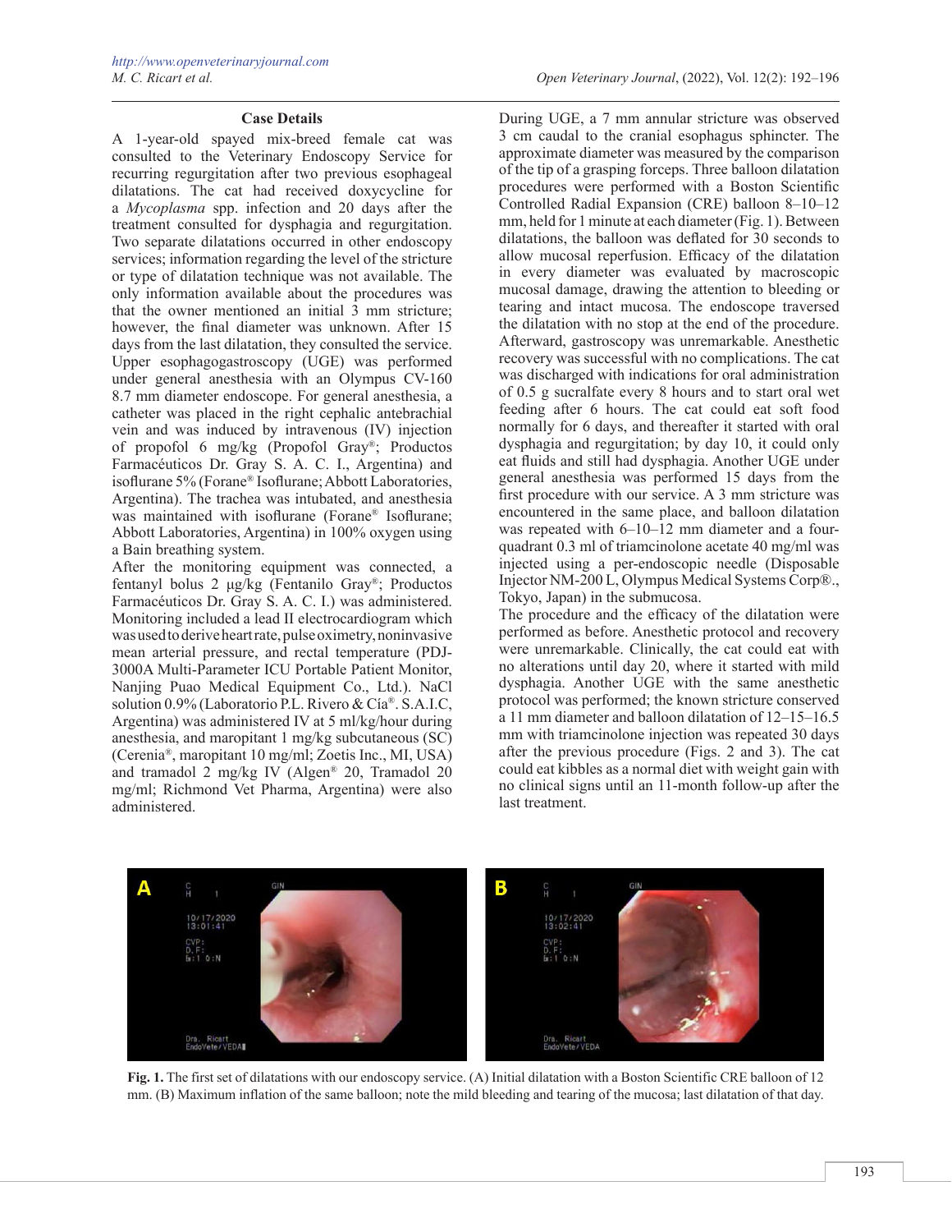### Case Details

A 1-year-old spayed mix-breed female cat was consulted to the Veterinary Endoscopy Service for recurring regurgitation after two previous esophageal dilatations. The cat had received doxycycline for a *Mycoplasma* spp. infection and 20 days after the treatment consulted for dysphagia and regurgitation. Two separate dilatations occurred in other endoscopy services; information regarding the level of the stricture or type of dilatation technique was not available. The only information available about the procedures was that the owner mentioned an initial 3 mm stricture; however, the final diameter was unknown. After 15 days from the last dilatation, they consulted the service. Upper esophagogastroscopy (UGE) was performed under general anesthesia with an Olympus CV-160 8.7 mm diameter endoscope. For general anesthesia, a catheter was placed in the right cephalic antebrachial vein and was induced by intravenous (IV) injection of propofol 6 mg/kg (Propofol Gray®; Productos Farmacéuticos Dr. Gray S. A. C. I., Argentina) and isoflurane 5% (Forane® Isoflurane; Abbott Laboratories, Argentina). The trachea was intubated, and anesthesia was maintained with isoflurane (Forane® Isoflurane; Abbott Laboratories, Argentina) in 100% oxygen using a Bain breathing system.

After the monitoring equipment was connected, a fentanyl bolus 2 µg/kg (Fentanilo Gray®; Productos Farmacéuticos Dr. Gray S. A. C. I.) was administered. Monitoring included a lead II electrocardiogram which was used to derive heart rate, pulse oximetry, noninvasive mean arterial pressure, and rectal temperature (PDJ-3000A Multi-Parameter ICU Portable Patient Monitor, Nanjing Puao Medical Equipment Co., Ltd.). NaCl solution 0.9% (Laboratorio P.L. Rivero & Cía®. S.A.I.C, Argentina) was administered IV at 5 ml/kg/hour during anesthesia, and maropitant 1 mg/kg subcutaneous (SC) (Cerenia®, maropitant 10 mg/ml; Zoetis Inc., MI, USA) and tramadol 2 mg/kg IV (Algen® 20, Tramadol 20 mg/ml; Richmond Vet Pharma, Argentina) were also administered.

During UGE, a 7 mm annular stricture was observed 3 cm caudal to the cranial esophagus sphincter. The approximate diameter was measured by the comparison of the tip of a grasping forceps. Three balloon dilatation procedures were performed with a Boston Scientific Controlled Radial Expansion (CRE) balloon 8–10–12 mm, held for 1 minute at each diameter (Fig. 1). Between dilatations, the balloon was deflated for 30 seconds to allow mucosal reperfusion. Efficacy of the dilatation in every diameter was evaluated by macroscopic mucosal damage, drawing the attention to bleeding or tearing and intact mucosa. The endoscope traversed the dilatation with no stop at the end of the procedure. Afterward, gastroscopy was unremarkable. Anesthetic recovery was successful with no complications. The cat was discharged with indications for oral administration of 0.5 g sucralfate every 8 hours and to start oral wet feeding after 6 hours. The cat could eat soft food normally for 6 days, and thereafter it started with oral dysphagia and regurgitation; by day 10, it could only eat fluids and still had dysphagia. Another UGE under general anesthesia was performed 15 days from the first procedure with our service. A 3 mm stricture was encountered in the same place, and balloon dilatation was repeated with 6–10–12 mm diameter and a four-quadrant 0.3 ml of triamcinolone acetate 40 mg/ml was injected using a per-endoscopic needle (Disposable Injector NM-200 L, Olympus Medical Systems Corp®., Tokyo, Japan) in the submucosa.

The procedure and the efficacy of the dilatation were performed as before. Anesthetic protocol and recovery were unremarkable. Clinically, the cat could eat with no alterations until day 20, where it started with mild dysphagia. Another UGE with the same anesthetic protocol was performed; the known stricture conserved a 11 mm diameter and balloon dilatation of 12–15–16.5 mm with triamcinolone injection was repeated 30 days after the previous procedure (Figs. 2 and 3). The cat could eat kibbles as a normal diet with weight gain with no clinical signs until an 11-month follow-up after the last treatment.

**Fig. 1.** The first set of dilatations with our endoscopy service. (A) Initial dilatation with a Boston Scientific CRE balloon of 12 mm. (B) Maximum inflation of the same balloon; note the mild bleeding and tearing of the mucosa; last dilatation of that day.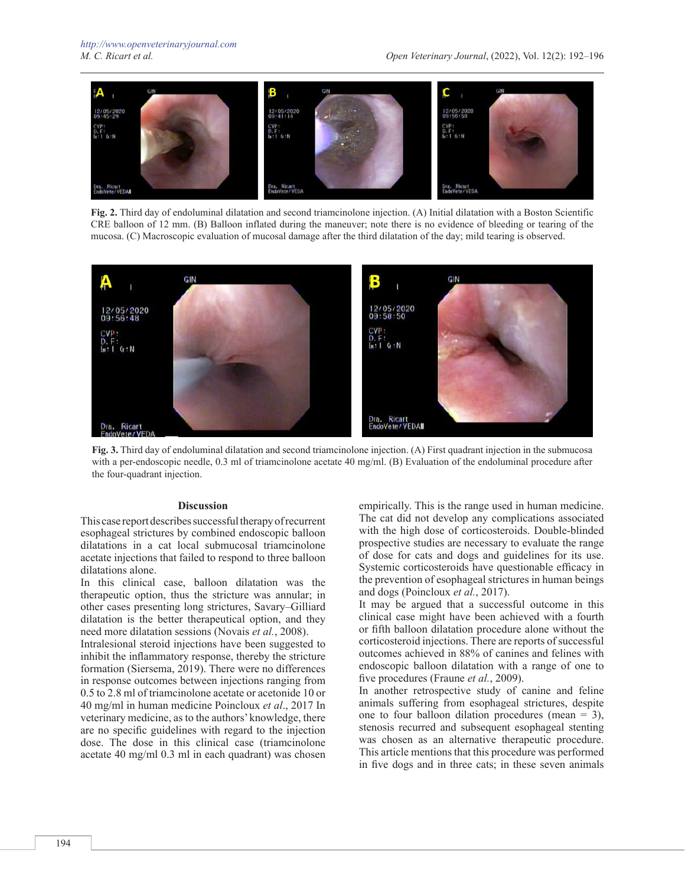**Fig. 2.** Third day of endoluminal dilatation and second triamcinolone injection. (A) Initial dilatation with a Boston Scientific CRE balloon of 12 mm. (B) Balloon inflated during the maneuver; note there is no evidence of bleeding or tearing of the mucosa. (C) Macroscopic evaluation of mucosal damage after the third dilatation of the day; mild tearing is observed.

**Fig. 3.** Third day of endoluminal dilatation and second triamcinolone injection. (A) First quadrant injection in the submucosa with a per-endoscopic needle, 0.3 ml of triamcinolone acetate 40 mg/ml. (B) Evaluation of the endoluminal procedure after the four-quadrant injection.

## Discussion

This case report describes successful therapy of recurrent esophageal strictures by combined endoscopic balloon dilatations in a cat local submucosal triamcinolone acetate injections that failed to respond to three balloon dilatations alone.

In this clinical case, balloon dilatation was the therapeutic option, thus the stricture was annular; in other cases presenting long strictures, Savary–Gilliard dilatation is the better therapeutical option, and they need more dilatation sessions (Novais *et al.*, 2008).

Intralesional steroid injections have been suggested to inhibit the inflammatory response, thereby the stricture formation (Siersema, 2019). There were no differences in response outcomes between injections ranging from 0.5 to 2.8 ml of triamcinolone acetate or acetonide 10 or 40 mg/ml in human medicine Poincloux *et al*., 2017 In veterinary medicine, as to the authors' knowledge, there are no specific guidelines with regard to the injection dose. The dose in this clinical case (triamcinolone acetate 40 mg/ml 0.3 ml in each quadrant) was chosen empirically. This is the range used in human medicine. The cat did not develop any complications associated with the high dose of corticosteroids. Double-blinded prospective studies are necessary to evaluate the range of dose for cats and dogs and guidelines for its use. Systemic corticosteroids have questionable efficacy in the prevention of esophageal strictures in human beings and dogs (Poincloux *et al.*, 2017).

It may be argued that a successful outcome in this clinical case might have been achieved with a fourth or fifth balloon dilatation procedure alone without the corticosteroid injections. There are reports of successful outcomes achieved in 88% of canines and felines with endoscopic balloon dilatation with a range of one to five procedures (Fraune *et al.*, 2009).

In another retrospective study of canine and feline animals suffering from esophageal strictures, despite one to four balloon dilation procedures (mean = 3), stenosis recurred and subsequent esophageal stenting was chosen as an alternative therapeutic procedure. This article mentions that this procedure was performed in five dogs and in three cats; in these seven animals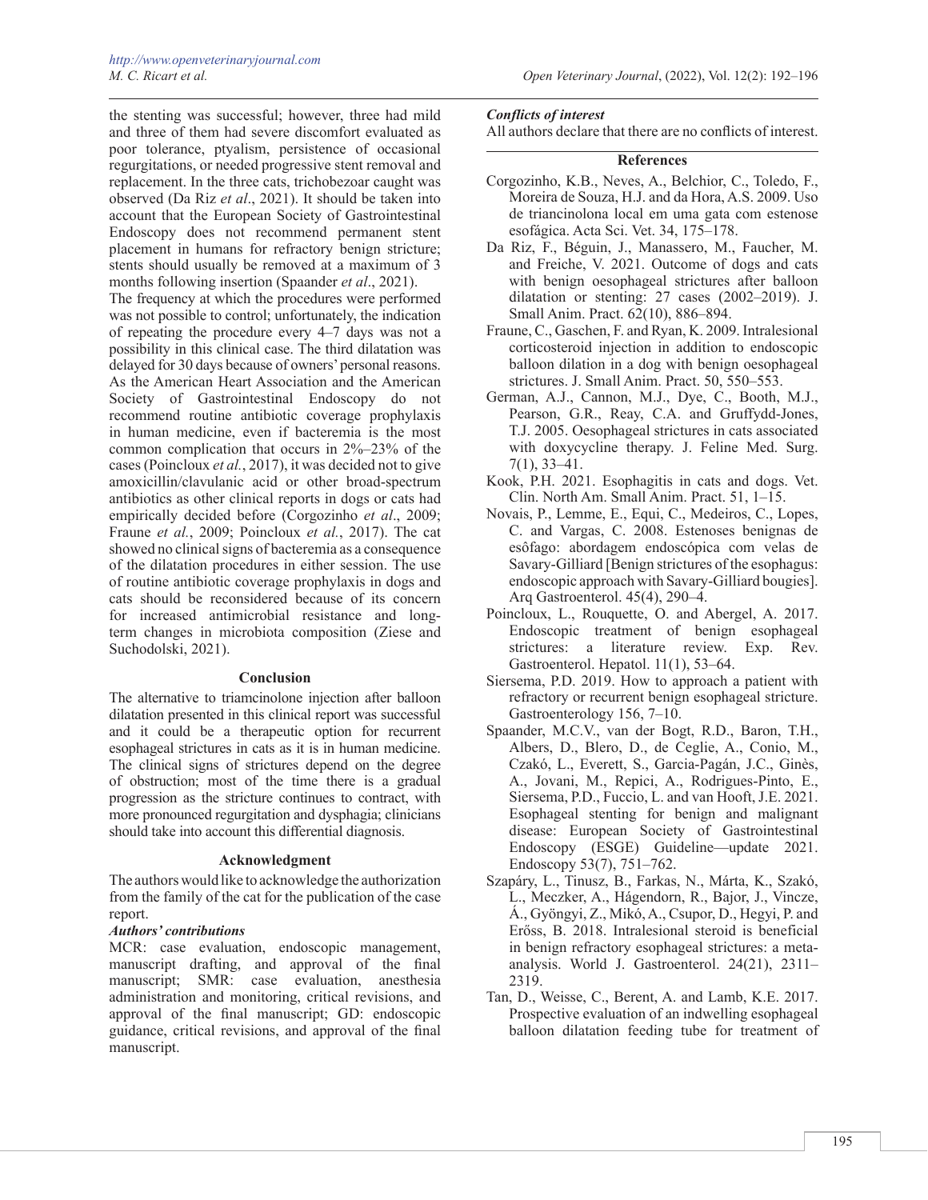the stenting was successful; however, three had mild and three of them had severe discomfort evaluated as poor tolerance, ptyalism, persistence of occasional regurgitations, or needed progressive stent removal and replacement. In the three cats, trichobezoar caught was observed (Da Riz *et al*., 2021). It should be taken into account that the European Society of Gastrointestinal Endoscopy does not recommend permanent stent placement in humans for refractory benign stricture; stents should usually be removed at a maximum of 3 months following insertion (Spaander *et al*., 2021).

The frequency at which the procedures were performed was not possible to control; unfortunately, the indication of repeating the procedure every 4–7 days was not a possibility in this clinical case. The third dilatation was delayed for 30 days because of owners' personal reasons. As the American Heart Association and the American Society of Gastrointestinal Endoscopy do not recommend routine antibiotic coverage prophylaxis in human medicine, even if bacteremia is the most common complication that occurs in 2%–23% of the cases (Poincloux *et al.*, 2017), it was decided not to give amoxicillin/clavulanic acid or other broad-spectrum antibiotics as other clinical reports in dogs or cats had empirically decided before (Corgozinho *et al*., 2009; Fraune *et al.*, 2009; Poincloux *et al.*, 2017). The cat showed no clinical signs of bacteremia as a consequence of the dilatation procedures in either session. The use of routine antibiotic coverage prophylaxis in dogs and cats should be reconsidered because of its concern for increased antimicrobial resistance and long-term changes in microbiota composition (Ziese and Suchodolski, 2021).

## Conclusion

The alternative to triamcinolone injection after balloon dilatation presented in this clinical report was successful and it could be a therapeutic option for recurrent esophageal strictures in cats as it is in human medicine. The clinical signs of strictures depend on the degree of obstruction; most of the time there is a gradual progression as the stricture continues to contract, with more pronounced regurgitation and dysphagia; clinicians should take into account this differential diagnosis.

## Acknowledgment

The authors would like to acknowledge the authorization from the family of the cat for the publication of the case report.

***Authors' contributions***

MCR: case evaluation, endoscopic management, manuscript drafting, and approval of the final manuscript; SMR: case evaluation, anesthesia administration and monitoring, critical revisions, and approval of the final manuscript; GD: endoscopic guidance, critical revisions, and approval of the final manuscript.

***Conflicts of interest***

All authors declare that there are no conflicts of interest.

## References

Corgozinho, K.B., Neves, A., Belchior, C., Toledo, F., Moreira de Souza, H.J. and da Hora, A.S. 2009. Uso de triancinolona local em uma gata com estenose esofágica. Acta Sci. Vet. 34, 175–178.

Da Riz, F., Béguin, J., Manassero, M., Faucher, M. and Freiche, V. 2021. Outcome of dogs and cats with benign oesophageal strictures after balloon dilatation or stenting: 27 cases (2002–2019). J. Small Anim. Pract. 62(10), 886–894.

Fraune, C., Gaschen, F. and Ryan, K. 2009. Intralesional corticosteroid injection in addition to endoscopic balloon dilation in a dog with benign oesophageal strictures. J. Small Anim. Pract. 50, 550–553.

German, A.J., Cannon, M.J., Dye, C., Booth, M.J., Pearson, G.R., Reay, C.A. and Gruffydd-Jones, T.J. 2005. Oesophageal strictures in cats associated with doxycycline therapy. J. Feline Med. Surg. 7(1), 33–41.

Kook, P.H. 2021. Esophagitis in cats and dogs. Vet. Clin. North Am. Small Anim. Pract. 51, 1–15.

Novais, P., Lemme, E., Equi, C., Medeiros, C., Lopes, C. and Vargas, C. 2008. Estenoses benignas de esôfago: abordagem endoscópica com velas de Savary-Gilliard [Benign strictures of the esophagus: endoscopic approach with Savary-Gilliard bougies]. Arq Gastroenterol. 45(4), 290–4.

Poincloux, L., Rouquette, O. and Abergel, A. 2017. Endoscopic treatment of benign esophageal strictures: a literature review. Exp. Rev. Gastroenterol. Hepatol. 11(1), 53–64.

Siersema, P.D. 2019. How to approach a patient with refractory or recurrent benign esophageal stricture. Gastroenterology 156, 7–10.

Spaander, M.C.V., van der Bogt, R.D., Baron, T.H., Albers, D., Blero, D., de Ceglie, A., Conio, M., Czakó, L., Everett, S., Garcia-Pagán, J.C., Ginès, A., Jovani, M., Repici, A., Rodrigues-Pinto, E., Siersema, P.D., Fuccio, L. and van Hooft, J.E. 2021. Esophageal stenting for benign and malignant disease: European Society of Gastrointestinal Endoscopy (ESGE) Guideline—update 2021. Endoscopy 53(7), 751–762.

Szapáry, L., Tinusz, B., Farkas, N., Márta, K., Szakó, L., Meczker, A., Hágendorn, R., Bajor, J., Vincze, Á., Gyöngyi, Z., Mikó, A., Csupor, D., Hegyi, P. and Erőss, B. 2018. Intralesional steroid is beneficial in benign refractory esophageal strictures: a meta-analysis. World J. Gastroenterol. 24(21), 2311–2319.

Tan, D., Weisse, C., Berent, A. and Lamb, K.E. 2017. Prospective evaluation of an indwelling esophageal balloon dilatation feeding tube for treatment of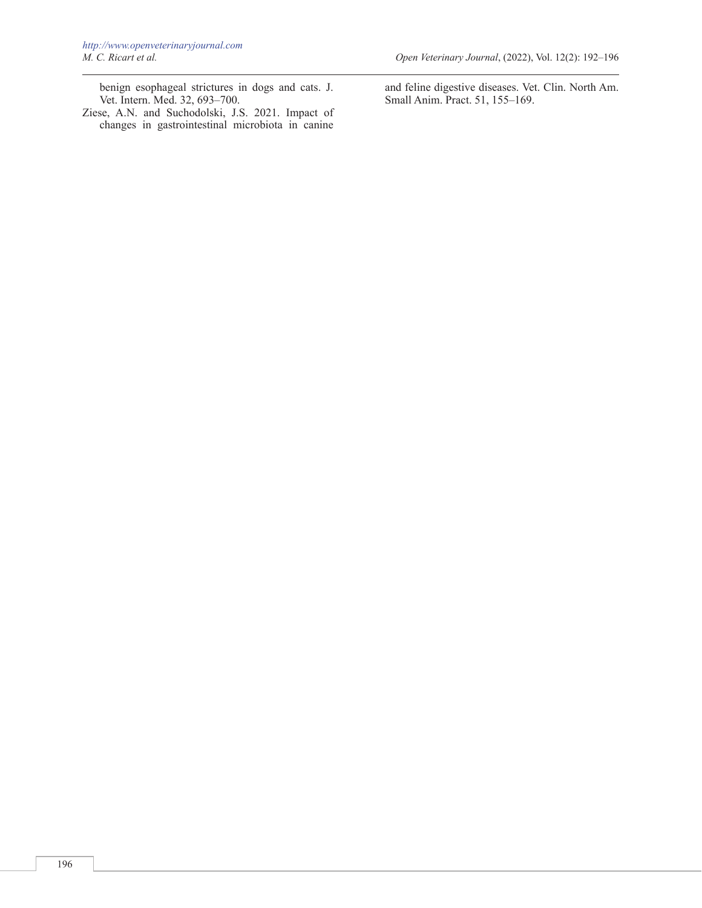benign esophageal strictures in dogs and cats. J. Vet. Intern. Med. 32, 693–700.

Ziese, A.N. and Suchodolski, J.S. 2021. Impact of changes in gastrointestinal microbiota in canine and feline digestive diseases. Vet. Clin. North Am. Small Anim. Pract. 51, 155–169.